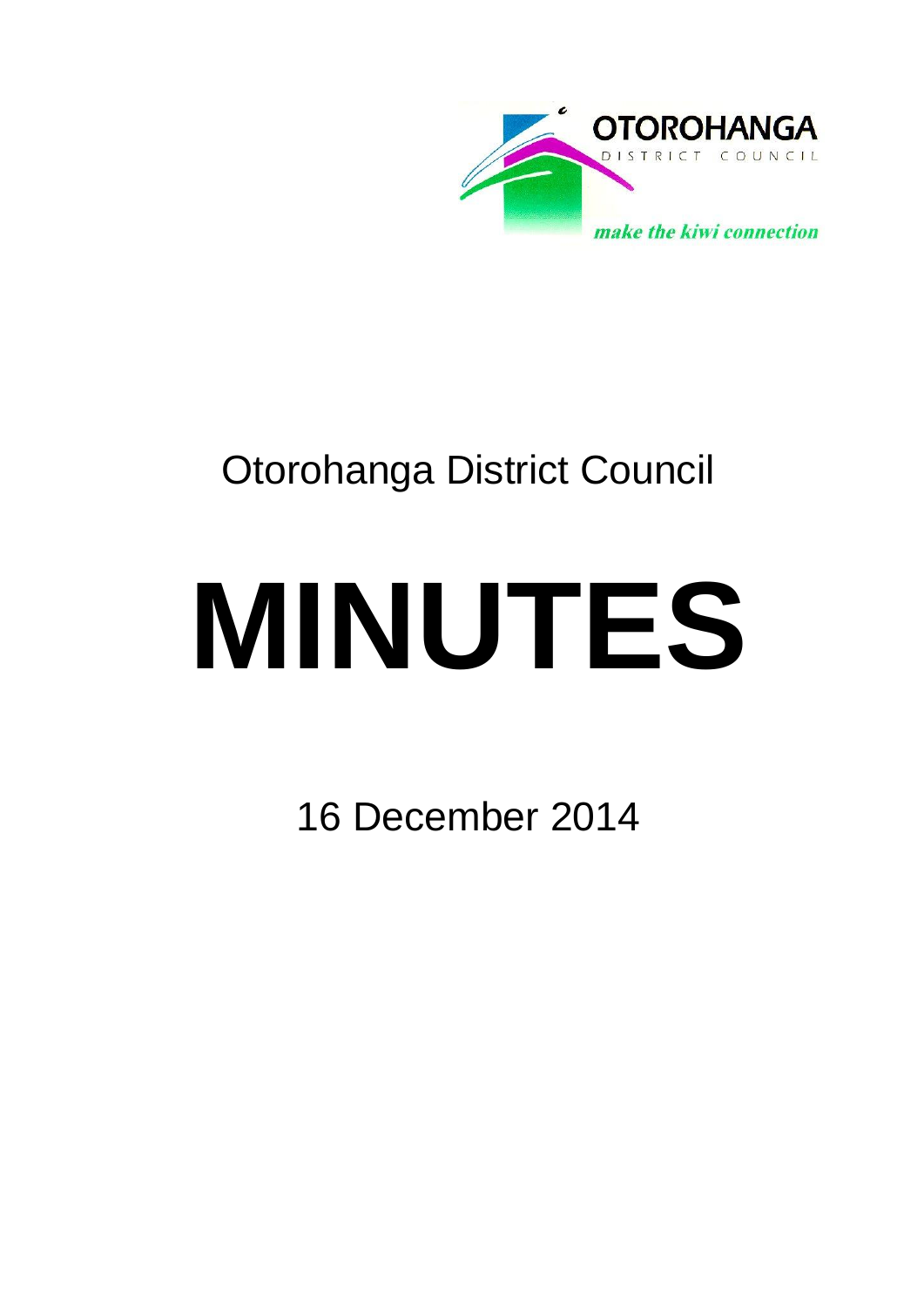OTOROHANGA

DISTRICT COUNCIL

*make the kiwi connection*

Otorohanga District Council

# MINUTES

16 December 2014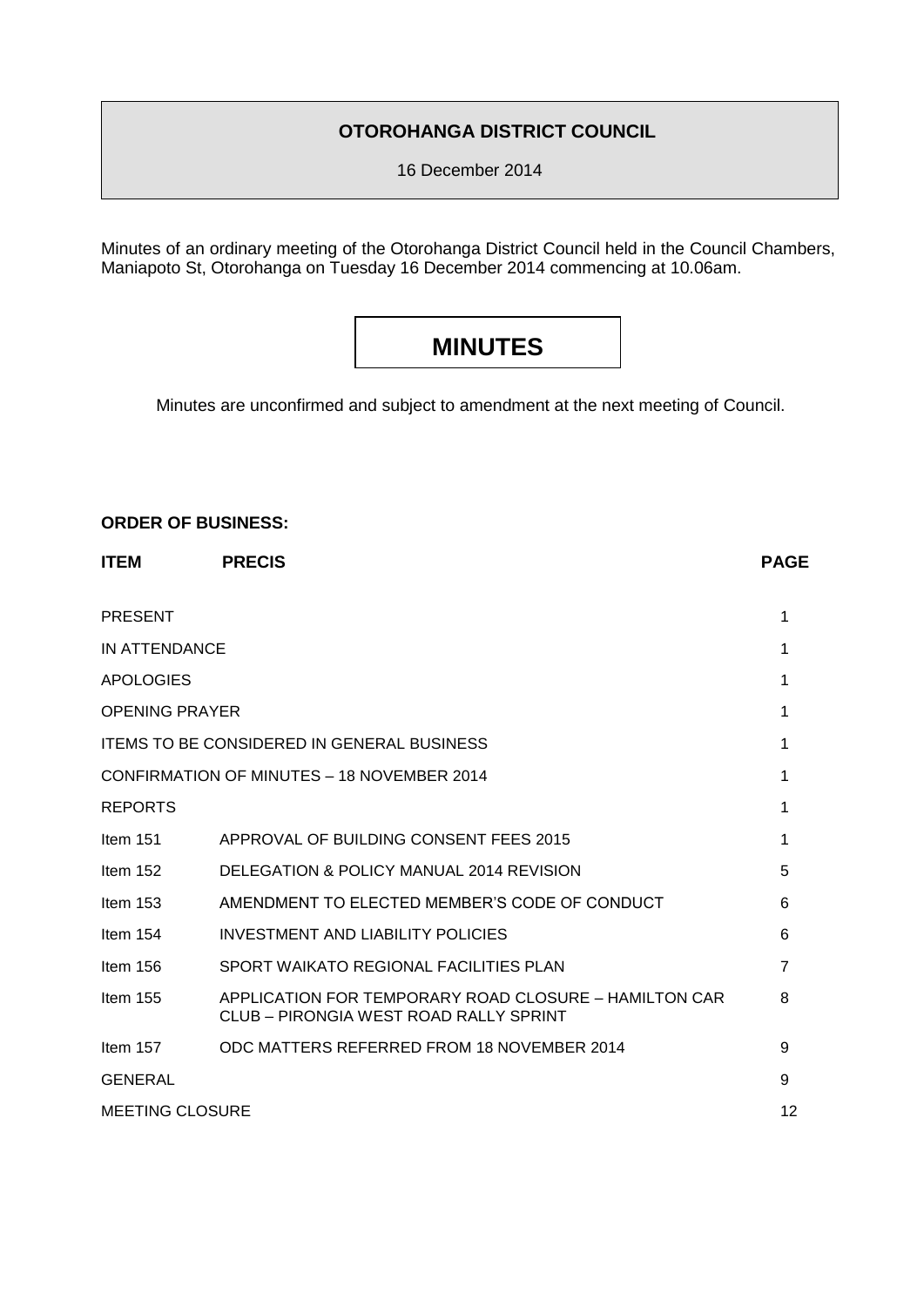**OTOROHANGA DISTRICT COUNCIL**

16 December 2014

Minutes of an ordinary meeting of the Otorohanga District Council held in the Council Chambers, Maniapoto St, Otorohanga on Tuesday 16 December 2014 commencing at 10.06am.

# MINUTES

Minutes are unconfirmed and subject to amendment at the next meeting of Council.

**ORDER OF BUSINESS:**

| ITEM | PRECIS | PAGE |
|---|---|---|
| PRESENT | | 1 |
| IN ATTENDANCE | | 1 |
| APOLOGIES | | 1 |
| OPENING PRAYER | | 1 |
| ITEMS TO BE CONSIDERED IN GENERAL BUSINESS | | 1 |
| CONFIRMATION OF MINUTES – 18 NOVEMBER 2014 | | 1 |
| REPORTS | | 1 |
| Item 151 | APPROVAL OF BUILDING CONSENT FEES 2015 | 1 |
| Item 152 | DELEGATION & POLICY MANUAL 2014 REVISION | 5 |
| Item 153 | AMENDMENT TO ELECTED MEMBER'S CODE OF CONDUCT | 6 |
| Item 154 | INVESTMENT AND LIABILITY POLICIES | 6 |
| Item 156 | SPORT WAIKATO REGIONAL FACILITIES PLAN | 7 |
| Item 155 | APPLICATION FOR TEMPORARY ROAD CLOSURE – HAMILTON CAR CLUB – PIRONGIA WEST ROAD RALLY SPRINT | 8 |
| Item 157 | ODC MATTERS REFERRED FROM 18 NOVEMBER 2014 | 9 |
| GENERAL | | 9 |
| MEETING CLOSURE | | 12 |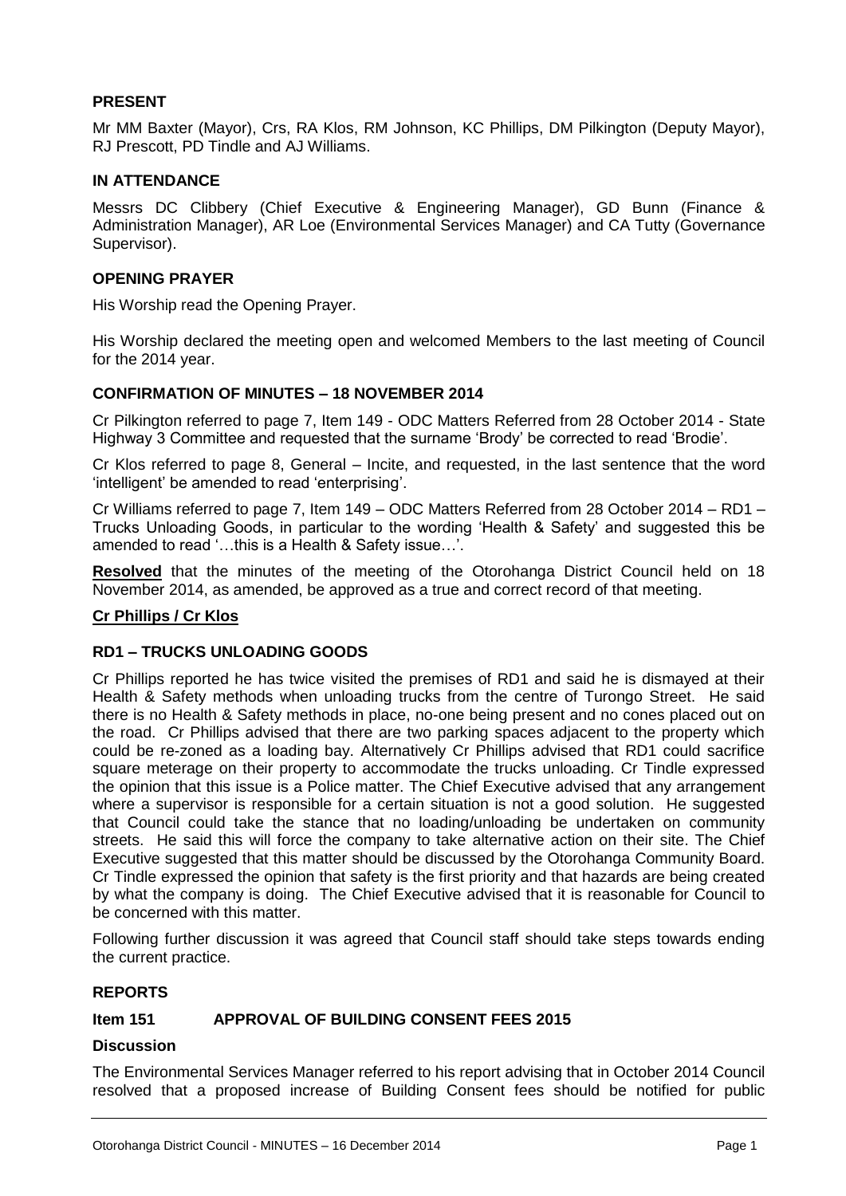## PRESENT

Mr MM Baxter (Mayor), Crs, RA Klos, RM Johnson, KC Phillips, DM Pilkington (Deputy Mayor), RJ Prescott, PD Tindle and AJ Williams.

## IN ATTENDANCE

Messrs DC Clibbery (Chief Executive & Engineering Manager), GD Bunn (Finance & Administration Manager), AR Loe (Environmental Services Manager) and CA Tutty (Governance Supervisor).

## OPENING PRAYER

His Worship read the Opening Prayer.

His Worship declared the meeting open and welcomed Members to the last meeting of Council for the 2014 year.

## CONFIRMATION OF MINUTES – 18 NOVEMBER 2014

Cr Pilkington referred to page 7, Item 149 - ODC Matters Referred from 28 October 2014 - State Highway 3 Committee and requested that the surname 'Brody' be corrected to read 'Brodie'.

Cr Klos referred to page 8, General – Incite, and requested, in the last sentence that the word 'intelligent' be amended to read 'enterprising'.

Cr Williams referred to page 7, Item 149 – ODC Matters Referred from 28 October 2014 – RD1 – Trucks Unloading Goods, in particular to the wording 'Health & Safety' and suggested this be amended to read '…this is a Health & Safety issue…'.

**Resolved** that the minutes of the meeting of the Otorohanga District Council held on 18 November 2014, as amended, be approved as a true and correct record of that meeting.

**Cr Phillips / Cr Klos**

## RD1 – TRUCKS UNLOADING GOODS

Cr Phillips reported he has twice visited the premises of RD1 and said he is dismayed at their Health & Safety methods when unloading trucks from the centre of Turongo Street. He said there is no Health & Safety methods in place, no-one being present and no cones placed out on the road. Cr Phillips advised that there are two parking spaces adjacent to the property which could be re-zoned as a loading bay. Alternatively Cr Phillips advised that RD1 could sacrifice square meterage on their property to accommodate the trucks unloading. Cr Tindle expressed the opinion that this issue is a Police matter. The Chief Executive advised that any arrangement where a supervisor is responsible for a certain situation is not a good solution. He suggested that Council could take the stance that no loading/unloading be undertaken on community streets. He said this will force the company to take alternative action on their site. The Chief Executive suggested that this matter should be discussed by the Otorohanga Community Board. Cr Tindle expressed the opinion that safety is the first priority and that hazards are being created by what the company is doing. The Chief Executive advised that it is reasonable for Council to be concerned with this matter.

Following further discussion it was agreed that Council staff should take steps towards ending the current practice.

## REPORTS

### Item 151 APPROVAL OF BUILDING CONSENT FEES 2015

**Discussion**

The Environmental Services Manager referred to his report advising that in October 2014 Council resolved that a proposed increase of Building Consent fees should be notified for public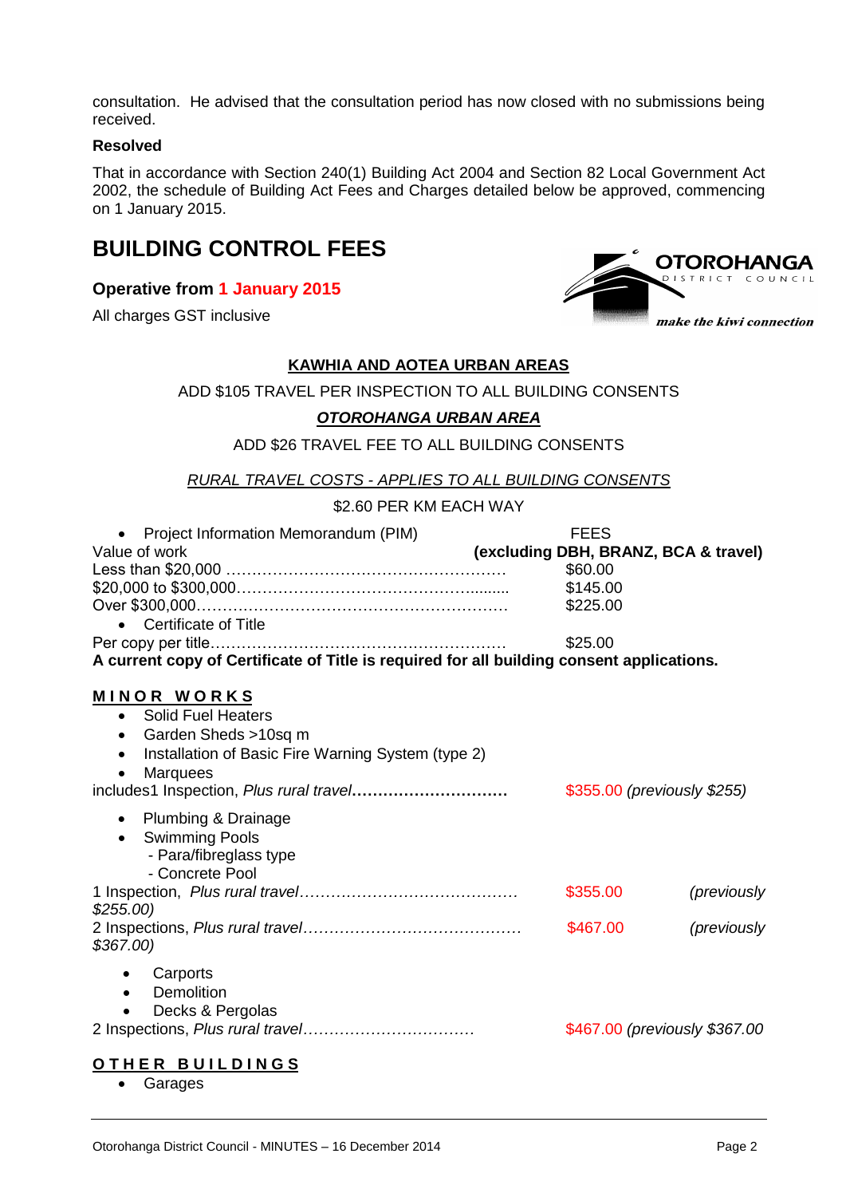consultation. He advised that the consultation period has now closed with no submissions being received.

**Resolved**

That in accordance with Section 240(1) Building Act 2004 and Section 82 Local Government Act 2002, the schedule of Building Act Fees and Charges detailed below be approved, commencing on 1 January 2015.

# BUILDING CONTROL FEES

### Operative from 1 January 2015

All charges GST inclusive

OTOROHANGA DISTRICT COUNCIL
*make the kiwi connection*

**KAWHIA AND AOTEA URBAN AREAS**

ADD $105 TRAVEL PER INSPECTION TO ALL BUILDING CONSENTS

***OTOROHANGA URBAN AREA***

ADD $26 TRAVEL FEE TO ALL BUILDING CONSENTS

*RURAL TRAVEL COSTS - APPLIES TO ALL BUILDING CONSENTS*

$2.60 PER KM EACH WAY

- Project Information Memorandum (PIM)

| Value of work | FEES **(excluding DBH, BRANZ, BCA & travel)** |
|---|---|
| Less than $20,000 | $60.00 |
| $20,000 to $300,000 | $145.00 |
| Over $300,000 | $225.00 |

- Certificate of Title

| | |
|---|---|
| Per copy per title | $25.00 |

**A current copy of Certificate of Title is required for all building consent applications.**

**MINOR WORKS**

- Solid Fuel Heaters
- Garden Sheds >10sq m
- Installation of Basic Fire Warning System (type 2)
- Marquees

includes1 Inspection, *Plus rural travel*............................ $355.00 *(previously $255)*

- Plumbing & Drainage
- Swimming Pools
  - Para/fibreglass type
  - Concrete Pool

1 Inspection, *Plus rural travel*........................................ $355.00 *(previously $255.00)*

2 Inspections, *Plus rural travel*........................................ $467.00 *(previously $367.00)*

- Carports
- Demolition
- Decks & Pergolas

2 Inspections, *Plus rural travel*................................ $467.00 *(previously $367.00*

**OTHER BUILDINGS**

- Garages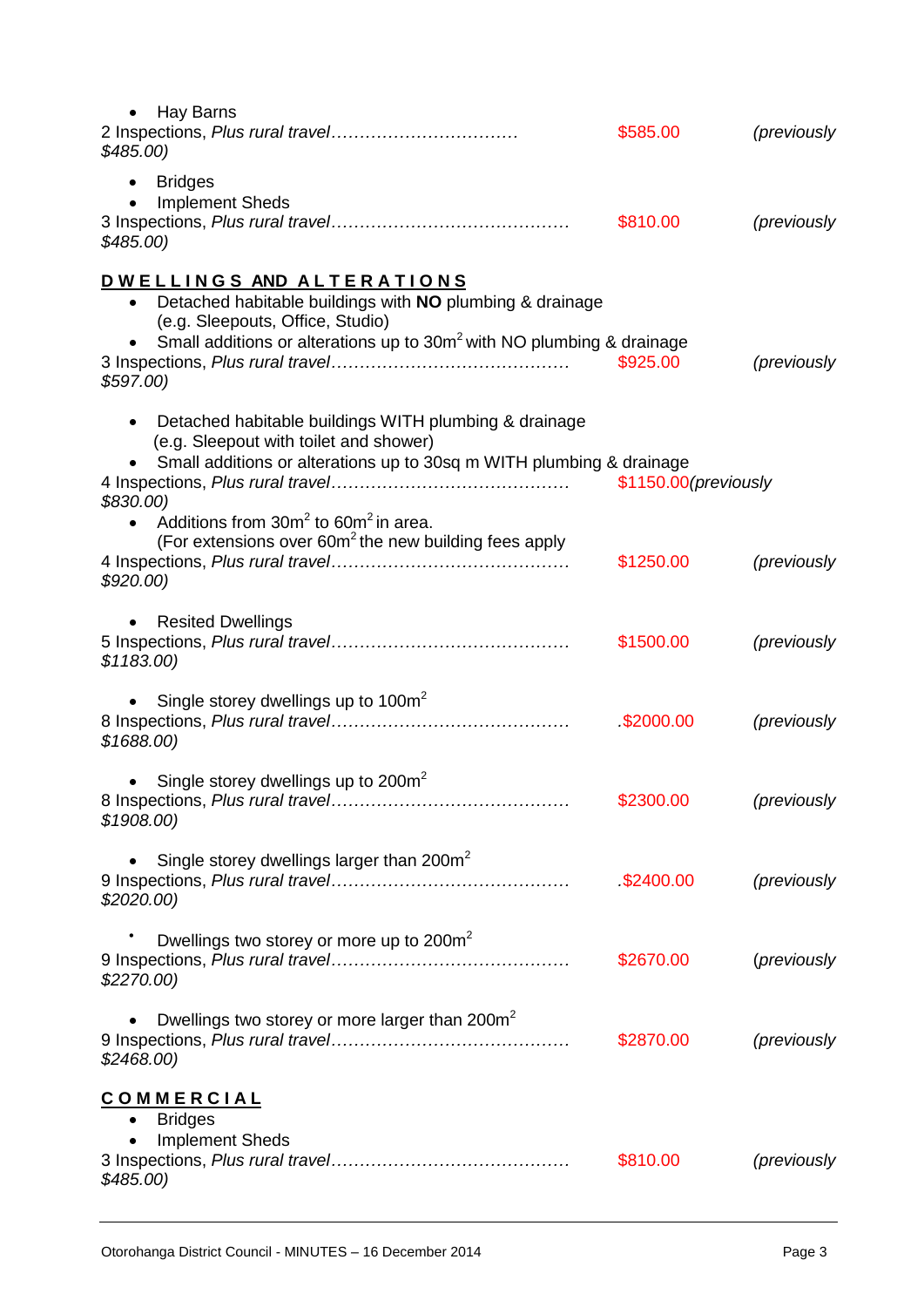- Hay Barns

2 Inspections, *Plus rural travel*…………………………… $585.00 *(previously $485.00)*

- Bridges
- Implement Sheds

3 Inspections, *Plus rural travel*…………………………………… $810.00 *(previously $485.00)*

## DWELLINGS AND ALTERATIONS

- Detached habitable buildings with **NO** plumbing & drainage (e.g. Sleepouts, Office, Studio)
- Small additions or alterations up to 30m$^2$ with NO plumbing & drainage

3 Inspections, *Plus rural travel*…………………………………… $925.00 *(previously $597.00)*

- Detached habitable buildings WITH plumbing & drainage (e.g. Sleepout with toilet and shower)
- Small additions or alterations up to 30sq m WITH plumbing & drainage

4 Inspections, *Plus rural travel*…………………………………… $1150.00*(previously $830.00)*

- Additions from 30m$^2$ to 60m$^2$ in area. (For extensions over 60m$^2$ the new building fees apply

4 Inspections, *Plus rural travel*…………………………………… $1250.00 *(previously $920.00)*

- Resited Dwellings

5 Inspections, *Plus rural travel*…………………………………… $1500.00 *(previously $1183.00)*

- Single storey dwellings up to 100m$^2$

8 Inspections, *Plus rural travel*…………………………………… .$2000.00 *(previously $1688.00)*

- Single storey dwellings up to 200m$^2$

8 Inspections, *Plus rural travel*…………………………………… $2300.00 *(previously $1908.00)*

- Single storey dwellings larger than 200m$^2$

9 Inspections, *Plus rural travel*…………………………………… .$2400.00 *(previously $2020.00)*

- Dwellings two storey or more up to 200m$^2$

9 Inspections, *Plus rural travel*…………………………………… $2670.00 *(previously $2270.00)*

- Dwellings two storey or more larger than 200m$^2$

9 Inspections, *Plus rural travel*…………………………………… $2870.00 *(previously $2468.00)*

## COMMERCIAL

- Bridges
- Implement Sheds

3 Inspections, *Plus rural travel*…………………………………… $810.00 *(previously $485.00)*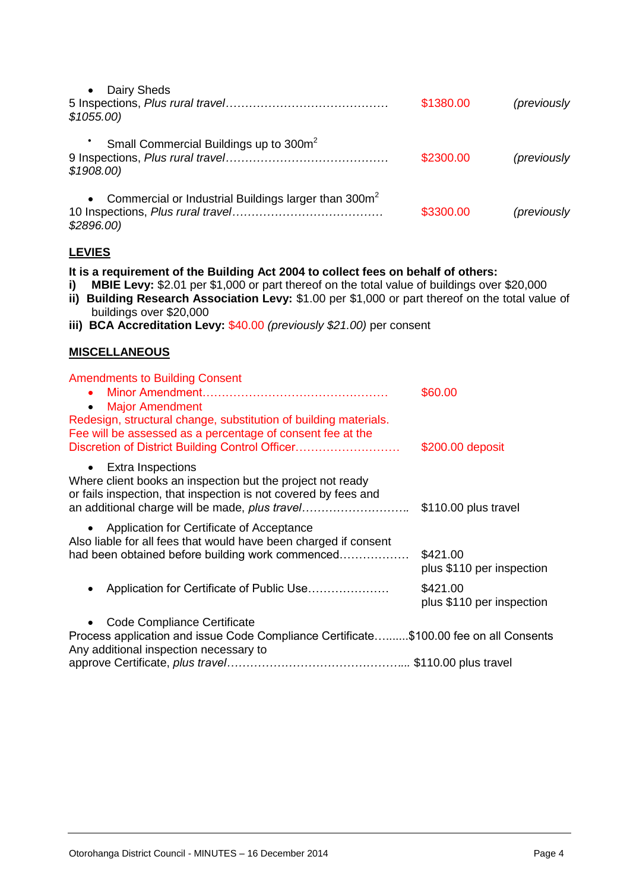- Dairy Sheds

5 Inspections, *Plus rural travel*…………………………………… $1380.00 *(previously $1055.00)*

- Small Commercial Buildings up to 300m$^2$

9 Inspections, *Plus rural travel*…………………………………… $2300.00 *(previously $1908.00)*

- Commercial or Industrial Buildings larger than 300m$^2$

10 Inspections, *Plus rural travel*………………………………… $3300.00 *(previously $2896.00)*

**LEVIES**

**It is a requirement of the Building Act 2004 to collect fees on behalf of others:**

**i) MBIE Levy:** $2.01 per $1,000 or part thereof on the total value of buildings over $20,000

**ii) Building Research Association Levy:** $1.00 per $1,000 or part thereof on the total value of buildings over $20,000

**iii) BCA Accreditation Levy:** $40.00 *(previously $21.00)* per consent

**MISCELLANEOUS**

Amendments to Building Consent

- Minor Amendment………………………………………… $60.00
- Major Amendment

Redesign, structural change, substitution of building materials. Fee will be assessed as a percentage of consent fee at the Discretion of District Building Control Officer……………………… $200.00 deposit

- Extra Inspections

Where client books an inspection but the project not ready or fails inspection, that inspection is not covered by fees and an additional charge will be made, *plus travel*……………………….. $110.00 plus travel

- Application for Certificate of Acceptance

Also liable for all fees that would have been charged if consent had been obtained before building work commenced……………… $421.00 plus $110 per inspection

- Application for Certificate of Public Use………………… $421.00 plus $110 per inspection

- Code Compliance Certificate

Process application and issue Code Compliance Certificate….......$100.00 fee on all Consents

Any additional inspection necessary to approve Certificate, *plus travel*……………………………………….... $110.00 plus travel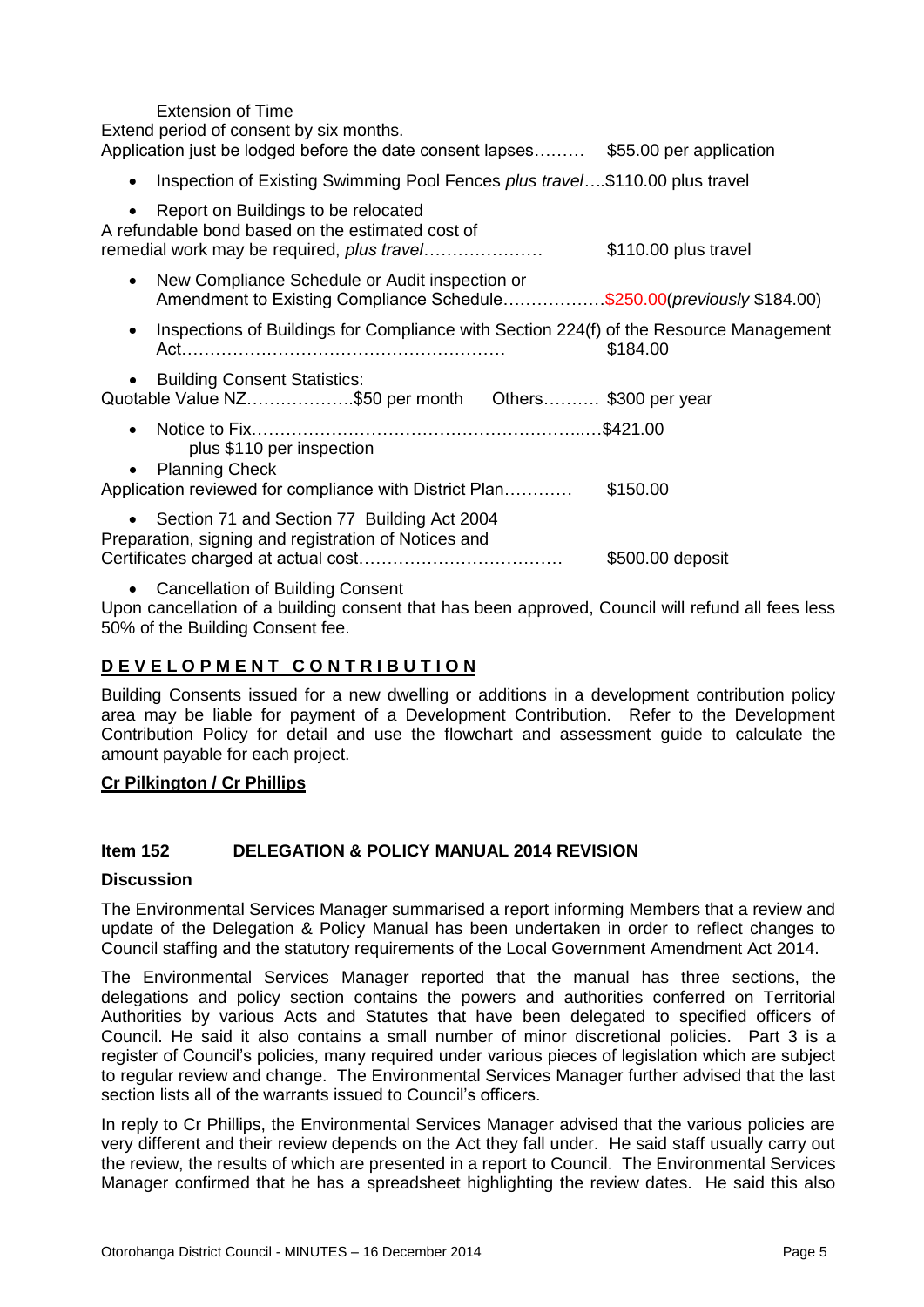Extension of Time

Extend period of consent by six months.
Application just be lodged before the date consent lapses……… $55.00 per application

- Inspection of Existing Swimming Pool Fences *plus travel*….$110.00 plus travel

- Report on Buildings to be relocated

A refundable bond based on the estimated cost of
remedial work may be required, *plus travel*………………… $110.00 plus travel

- New Compliance Schedule or Audit inspection or Amendment to Existing Compliance Schedule………………$250.00(*previously* $184.00)

- Inspections of Buildings for Compliance with Section 224(f) of the Resource Management Act………………………………………………… $184.00

- Building Consent Statistics:

Quotable Value NZ……………….$50 per month Others………. $300 per year

- Notice to Fix…………………………………………………..….$421.00
  plus $110 per inspection
- Planning Check

Application reviewed for compliance with District Plan………… $150.00

- Section 71 and Section 77 Building Act 2004

Preparation, signing and registration of Notices and
Certificates charged at actual cost……………………………… $500.00 deposit

- Cancellation of Building Consent

Upon cancellation of a building consent that has been approved, Council will refund all fees less 50% of the Building Consent fee.

**D E V E L O P M E N T C O N T R I B U T I O N**

Building Consents issued for a new dwelling or additions in a development contribution policy area may be liable for payment of a Development Contribution. Refer to the Development Contribution Policy for detail and use the flowchart and assessment guide to calculate the amount payable for each project.

**Cr Pilkington / Cr Phillips**

## Item 152 DELEGATION & POLICY MANUAL 2014 REVISION

**Discussion**

The Environmental Services Manager summarised a report informing Members that a review and update of the Delegation & Policy Manual has been undertaken in order to reflect changes to Council staffing and the statutory requirements of the Local Government Amendment Act 2014.

The Environmental Services Manager reported that the manual has three sections, the delegations and policy section contains the powers and authorities conferred on Territorial Authorities by various Acts and Statutes that have been delegated to specified officers of Council. He said it also contains a small number of minor discretional policies. Part 3 is a register of Council's policies, many required under various pieces of legislation which are subject to regular review and change. The Environmental Services Manager further advised that the last section lists all of the warrants issued to Council's officers.

In reply to Cr Phillips, the Environmental Services Manager advised that the various policies are very different and their review depends on the Act they fall under. He said staff usually carry out the review, the results of which are presented in a report to Council. The Environmental Services Manager confirmed that he has a spreadsheet highlighting the review dates. He said this also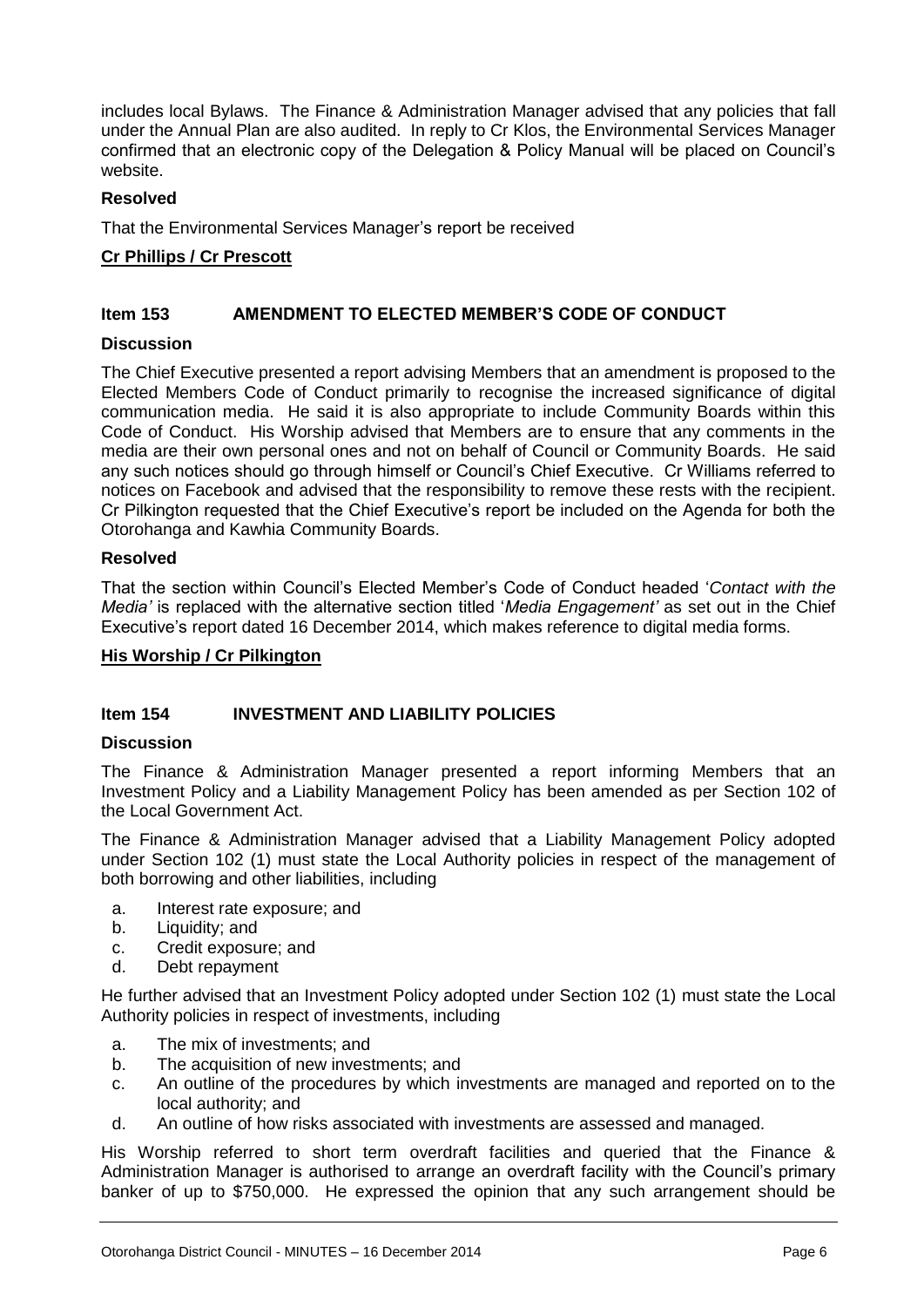includes local Bylaws. The Finance & Administration Manager advised that any policies that fall under the Annual Plan are also audited. In reply to Cr Klos, the Environmental Services Manager confirmed that an electronic copy of the Delegation & Policy Manual will be placed on Council's website.

**Resolved**

That the Environmental Services Manager's report be received

**Cr Phillips / Cr Prescott**

## Item 153 AMENDMENT TO ELECTED MEMBER'S CODE OF CONDUCT

**Discussion**

The Chief Executive presented a report advising Members that an amendment is proposed to the Elected Members Code of Conduct primarily to recognise the increased significance of digital communication media. He said it is also appropriate to include Community Boards within this Code of Conduct. His Worship advised that Members are to ensure that any comments in the media are their own personal ones and not on behalf of Council or Community Boards. He said any such notices should go through himself or Council's Chief Executive. Cr Williams referred to notices on Facebook and advised that the responsibility to remove these rests with the recipient. Cr Pilkington requested that the Chief Executive's report be included on the Agenda for both the Otorohanga and Kawhia Community Boards.

**Resolved**

That the section within Council's Elected Member's Code of Conduct headed '*Contact with the Media'* is replaced with the alternative section titled '*Media Engagement'* as set out in the Chief Executive's report dated 16 December 2014, which makes reference to digital media forms.

**His Worship / Cr Pilkington**

## Item 154 INVESTMENT AND LIABILITY POLICIES

**Discussion**

The Finance & Administration Manager presented a report informing Members that an Investment Policy and a Liability Management Policy has been amended as per Section 102 of the Local Government Act.

The Finance & Administration Manager advised that a Liability Management Policy adopted under Section 102 (1) must state the Local Authority policies in respect of the management of both borrowing and other liabilities, including

a. Interest rate exposure; and
b. Liquidity; and
c. Credit exposure; and
d. Debt repayment

He further advised that an Investment Policy adopted under Section 102 (1) must state the Local Authority policies in respect of investments, including

a. The mix of investments; and
b. The acquisition of new investments; and
c. An outline of the procedures by which investments are managed and reported on to the local authority; and
d. An outline of how risks associated with investments are assessed and managed.

His Worship referred to short term overdraft facilities and queried that the Finance & Administration Manager is authorised to arrange an overdraft facility with the Council's primary banker of up to \$750,000. He expressed the opinion that any such arrangement should be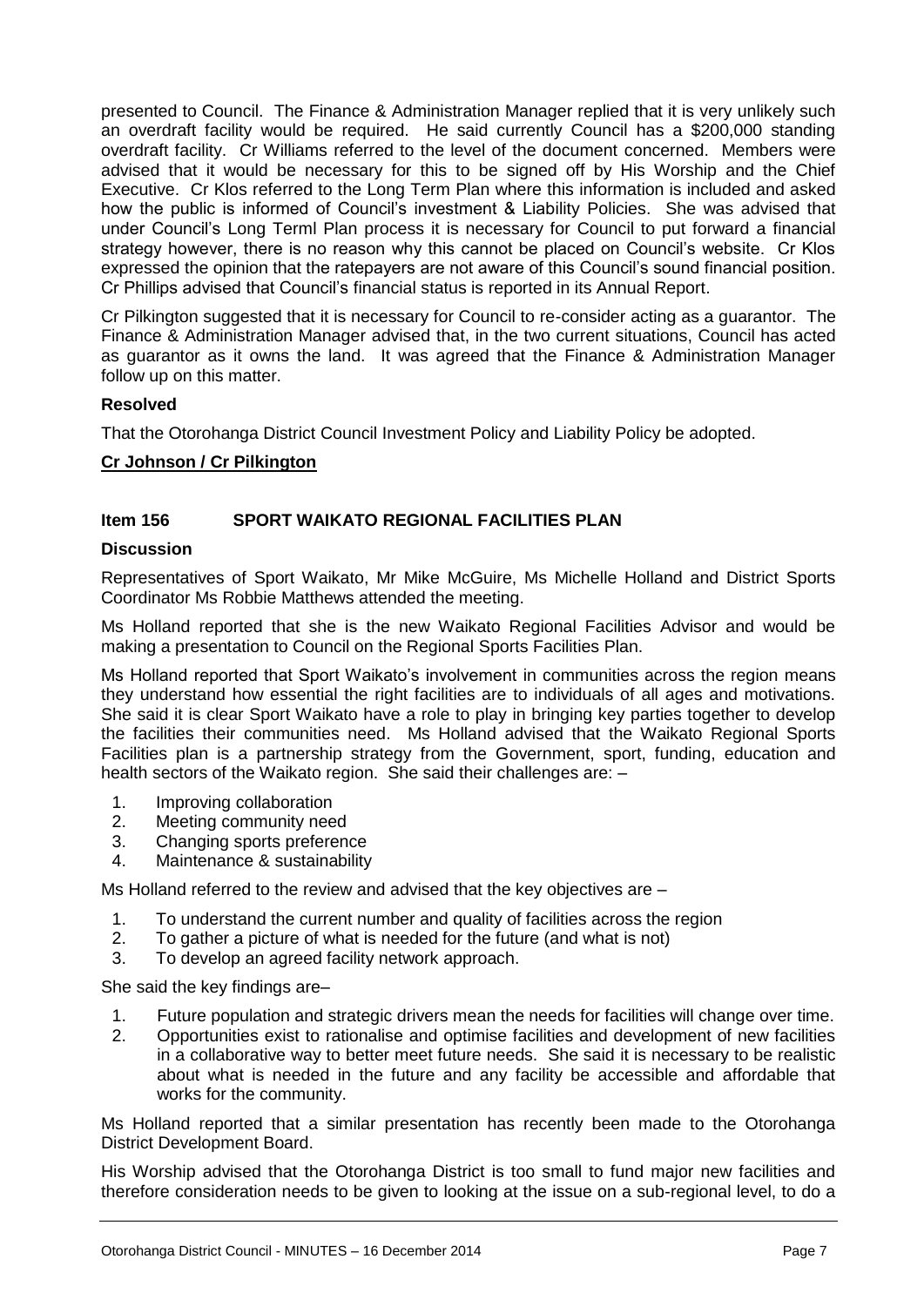presented to Council. The Finance & Administration Manager replied that it is very unlikely such an overdraft facility would be required. He said currently Council has a $200,000 standing overdraft facility. Cr Williams referred to the level of the document concerned. Members were advised that it would be necessary for this to be signed off by His Worship and the Chief Executive. Cr Klos referred to the Long Term Plan where this information is included and asked how the public is informed of Council's investment & Liability Policies. She was advised that under Council's Long Terml Plan process it is necessary for Council to put forward a financial strategy however, there is no reason why this cannot be placed on Council's website. Cr Klos expressed the opinion that the ratepayers are not aware of this Council's sound financial position. Cr Phillips advised that Council's financial status is reported in its Annual Report.

Cr Pilkington suggested that it is necessary for Council to re-consider acting as a guarantor. The Finance & Administration Manager advised that, in the two current situations, Council has acted as guarantor as it owns the land. It was agreed that the Finance & Administration Manager follow up on this matter.

**Resolved**

That the Otorohanga District Council Investment Policy and Liability Policy be adopted.

**Cr Johnson / Cr Pilkington**

### Item 156 SPORT WAIKATO REGIONAL FACILITIES PLAN

**Discussion**

Representatives of Sport Waikato, Mr Mike McGuire, Ms Michelle Holland and District Sports Coordinator Ms Robbie Matthews attended the meeting.

Ms Holland reported that she is the new Waikato Regional Facilities Advisor and would be making a presentation to Council on the Regional Sports Facilities Plan.

Ms Holland reported that Sport Waikato's involvement in communities across the region means they understand how essential the right facilities are to individuals of all ages and motivations. She said it is clear Sport Waikato have a role to play in bringing key parties together to develop the facilities their communities need. Ms Holland advised that the Waikato Regional Sports Facilities plan is a partnership strategy from the Government, sport, funding, education and health sectors of the Waikato region. She said their challenges are: –

1. Improving collaboration
2. Meeting community need
3. Changing sports preference
4. Maintenance & sustainability

Ms Holland referred to the review and advised that the key objectives are –

1. To understand the current number and quality of facilities across the region
2. To gather a picture of what is needed for the future (and what is not)
3. To develop an agreed facility network approach.

She said the key findings are–

1. Future population and strategic drivers mean the needs for facilities will change over time.
2. Opportunities exist to rationalise and optimise facilities and development of new facilities in a collaborative way to better meet future needs. She said it is necessary to be realistic about what is needed in the future and any facility be accessible and affordable that works for the community.

Ms Holland reported that a similar presentation has recently been made to the Otorohanga District Development Board.

His Worship advised that the Otorohanga District is too small to fund major new facilities and therefore consideration needs to be given to looking at the issue on a sub-regional level, to do a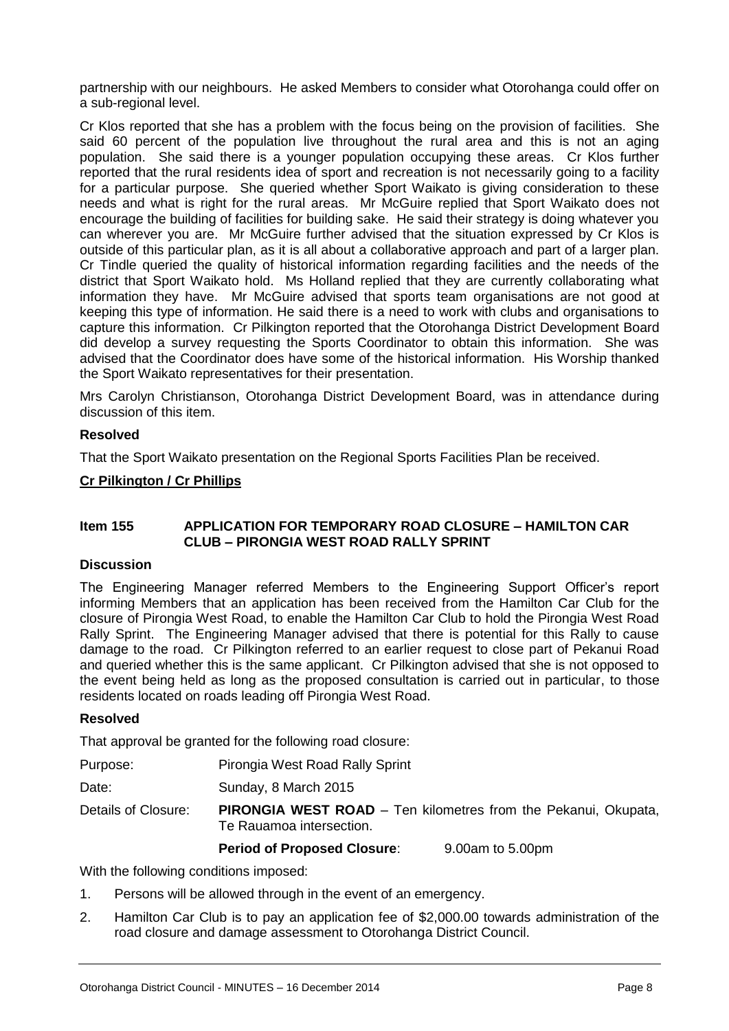partnership with our neighbours. He asked Members to consider what Otorohanga could offer on a sub-regional level.

Cr Klos reported that she has a problem with the focus being on the provision of facilities. She said 60 percent of the population live throughout the rural area and this is not an aging population. She said there is a younger population occupying these areas. Cr Klos further reported that the rural residents idea of sport and recreation is not necessarily going to a facility for a particular purpose. She queried whether Sport Waikato is giving consideration to these needs and what is right for the rural areas. Mr McGuire replied that Sport Waikato does not encourage the building of facilities for building sake. He said their strategy is doing whatever you can wherever you are. Mr McGuire further advised that the situation expressed by Cr Klos is outside of this particular plan, as it is all about a collaborative approach and part of a larger plan. Cr Tindle queried the quality of historical information regarding facilities and the needs of the district that Sport Waikato hold. Ms Holland replied that they are currently collaborating what information they have. Mr McGuire advised that sports team organisations are not good at keeping this type of information. He said there is a need to work with clubs and organisations to capture this information. Cr Pilkington reported that the Otorohanga District Development Board did develop a survey requesting the Sports Coordinator to obtain this information. She was advised that the Coordinator does have some of the historical information. His Worship thanked the Sport Waikato representatives for their presentation.

Mrs Carolyn Christianson, Otorohanga District Development Board, was in attendance during discussion of this item.

**Resolved**

That the Sport Waikato presentation on the Regional Sports Facilities Plan be received.

**Cr Pilkington / Cr Phillips**

## Item 155 APPLICATION FOR TEMPORARY ROAD CLOSURE – HAMILTON CAR CLUB – PIRONGIA WEST ROAD RALLY SPRINT

**Discussion**

The Engineering Manager referred Members to the Engineering Support Officer's report informing Members that an application has been received from the Hamilton Car Club for the closure of Pirongia West Road, to enable the Hamilton Car Club to hold the Pirongia West Road Rally Sprint. The Engineering Manager advised that there is potential for this Rally to cause damage to the road. Cr Pilkington referred to an earlier request to close part of Pekanui Road and queried whether this is the same applicant. Cr Pilkington advised that she is not opposed to the event being held as long as the proposed consultation is carried out in particular, to those residents located on roads leading off Pirongia West Road.

**Resolved**

That approval be granted for the following road closure:

Purpose: Pirongia West Road Rally Sprint

Date: Sunday, 8 March 2015

Details of Closure: **PIRONGIA WEST ROAD** – Ten kilometres from the Pekanui, Okupata, Te Rauamoa intersection.

**Period of Proposed Closure**: 9.00am to 5.00pm

With the following conditions imposed:

1. Persons will be allowed through in the event of an emergency.
2. Hamilton Car Club is to pay an application fee of $2,000.00 towards administration of the road closure and damage assessment to Otorohanga District Council.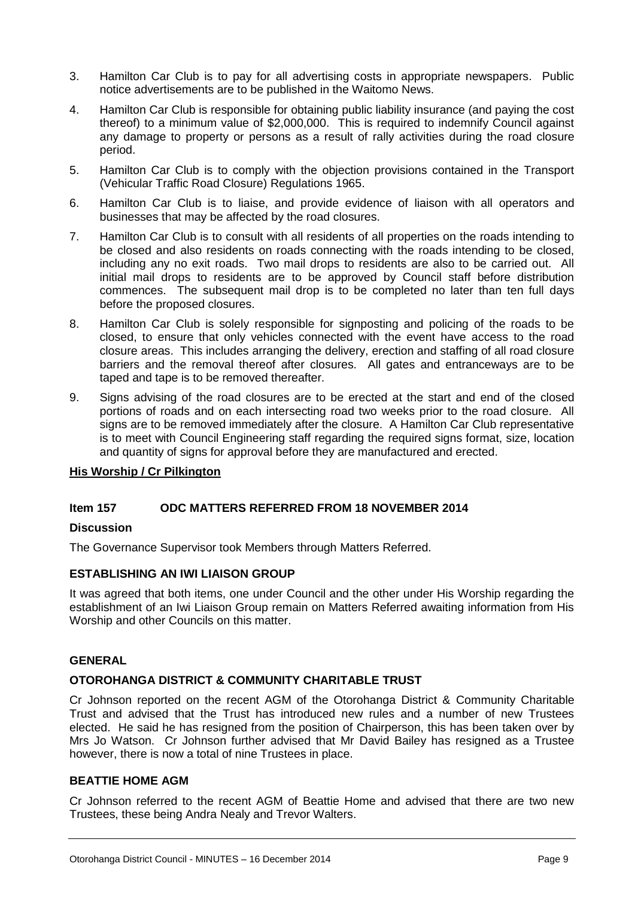3. Hamilton Car Club is to pay for all advertising costs in appropriate newspapers. Public notice advertisements are to be published in the Waitomo News.

4. Hamilton Car Club is responsible for obtaining public liability insurance (and paying the cost thereof) to a minimum value of $2,000,000. This is required to indemnify Council against any damage to property or persons as a result of rally activities during the road closure period.

5. Hamilton Car Club is to comply with the objection provisions contained in the Transport (Vehicular Traffic Road Closure) Regulations 1965.

6. Hamilton Car Club is to liaise, and provide evidence of liaison with all operators and businesses that may be affected by the road closures.

7. Hamilton Car Club is to consult with all residents of all properties on the roads intending to be closed and also residents on roads connecting with the roads intending to be closed, including any no exit roads. Two mail drops to residents are also to be carried out. All initial mail drops to residents are to be approved by Council staff before distribution commences. The subsequent mail drop is to be completed no later than ten full days before the proposed closures.

8. Hamilton Car Club is solely responsible for signposting and policing of the roads to be closed, to ensure that only vehicles connected with the event have access to the road closure areas. This includes arranging the delivery, erection and staffing of all road closure barriers and the removal thereof after closures. All gates and entranceways are to be taped and tape is to be removed thereafter.

9. Signs advising of the road closures are to be erected at the start and end of the closed portions of roads and on each intersecting road two weeks prior to the road closure. All signs are to be removed immediately after the closure. A Hamilton Car Club representative is to meet with Council Engineering staff regarding the required signs format, size, location and quantity of signs for approval before they are manufactured and erected.

**His Worship / Cr Pilkington**

### Item 157 ODC MATTERS REFERRED FROM 18 NOVEMBER 2014

**Discussion**

The Governance Supervisor took Members through Matters Referred.

**ESTABLISHING AN IWI LIAISON GROUP**

It was agreed that both items, one under Council and the other under His Worship regarding the establishment of an Iwi Liaison Group remain on Matters Referred awaiting information from His Worship and other Councils on this matter.

**GENERAL**

**OTOROHANGA DISTRICT & COMMUNITY CHARITABLE TRUST**

Cr Johnson reported on the recent AGM of the Otorohanga District & Community Charitable Trust and advised that the Trust has introduced new rules and a number of new Trustees elected. He said he has resigned from the position of Chairperson, this has been taken over by Mrs Jo Watson. Cr Johnson further advised that Mr David Bailey has resigned as a Trustee however, there is now a total of nine Trustees in place.

**BEATTIE HOME AGM**

Cr Johnson referred to the recent AGM of Beattie Home and advised that there are two new Trustees, these being Andra Nealy and Trevor Walters.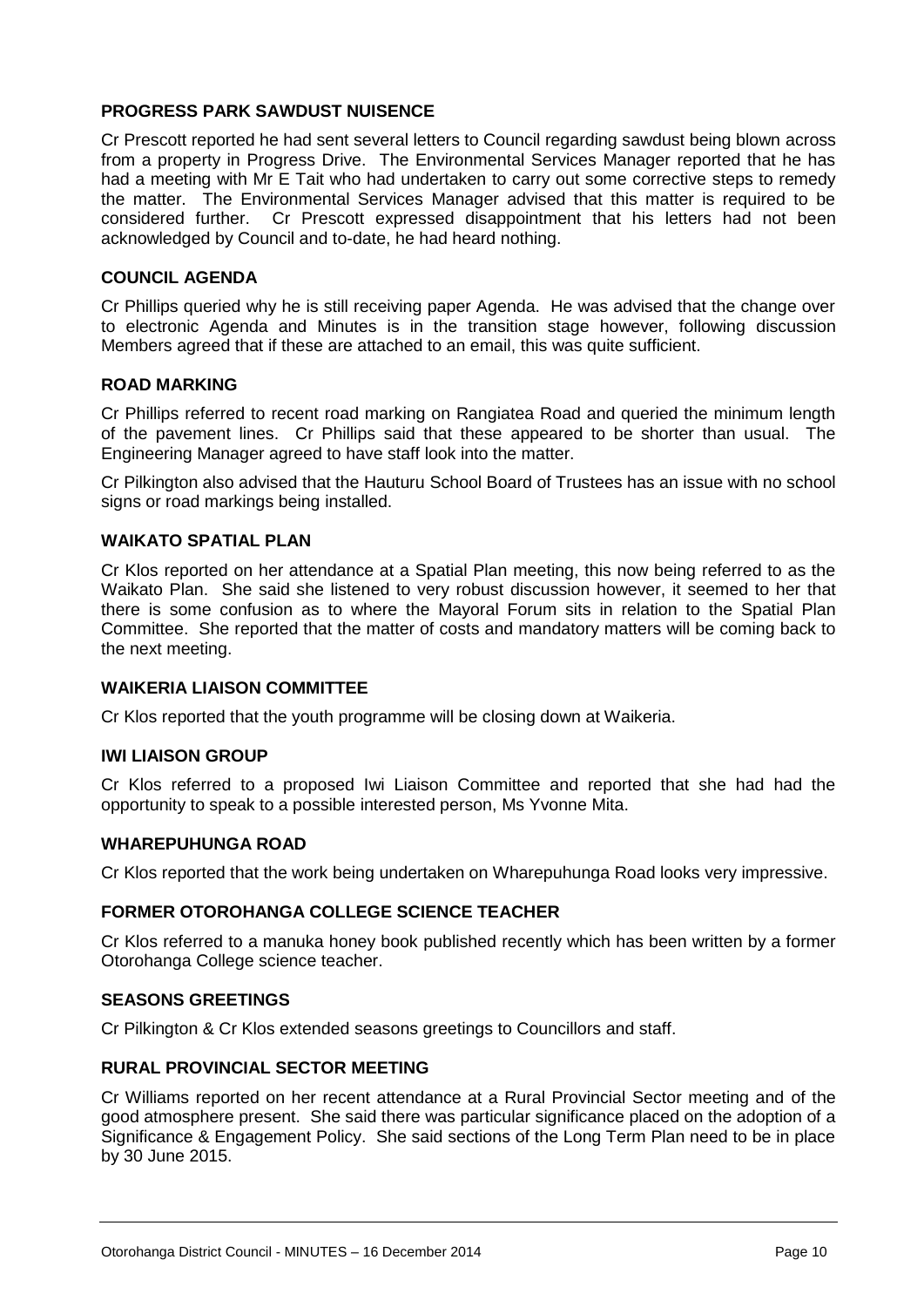### PROGRESS PARK SAWDUST NUISENCE

Cr Prescott reported he had sent several letters to Council regarding sawdust being blown across from a property in Progress Drive. The Environmental Services Manager reported that he has had a meeting with Mr E Tait who had undertaken to carry out some corrective steps to remedy the matter. The Environmental Services Manager advised that this matter is required to be considered further. Cr Prescott expressed disappointment that his letters had not been acknowledged by Council and to-date, he had heard nothing.

### COUNCIL AGENDA

Cr Phillips queried why he is still receiving paper Agenda. He was advised that the change over to electronic Agenda and Minutes is in the transition stage however, following discussion Members agreed that if these are attached to an email, this was quite sufficient.

### ROAD MARKING

Cr Phillips referred to recent road marking on Rangiatea Road and queried the minimum length of the pavement lines. Cr Phillips said that these appeared to be shorter than usual. The Engineering Manager agreed to have staff look into the matter.

Cr Pilkington also advised that the Hauturu School Board of Trustees has an issue with no school signs or road markings being installed.

### WAIKATO SPATIAL PLAN

Cr Klos reported on her attendance at a Spatial Plan meeting, this now being referred to as the Waikato Plan. She said she listened to very robust discussion however, it seemed to her that there is some confusion as to where the Mayoral Forum sits in relation to the Spatial Plan Committee. She reported that the matter of costs and mandatory matters will be coming back to the next meeting.

### WAIKERIA LIAISON COMMITTEE

Cr Klos reported that the youth programme will be closing down at Waikeria.

### IWI LIAISON GROUP

Cr Klos referred to a proposed Iwi Liaison Committee and reported that she had had the opportunity to speak to a possible interested person, Ms Yvonne Mita.

### WHAREPUHUNGA ROAD

Cr Klos reported that the work being undertaken on Wharepuhunga Road looks very impressive.

### FORMER OTOROHANGA COLLEGE SCIENCE TEACHER

Cr Klos referred to a manuka honey book published recently which has been written by a former Otorohanga College science teacher.

### SEASONS GREETINGS

Cr Pilkington & Cr Klos extended seasons greetings to Councillors and staff.

### RURAL PROVINCIAL SECTOR MEETING

Cr Williams reported on her recent attendance at a Rural Provincial Sector meeting and of the good atmosphere present. She said there was particular significance placed on the adoption of a Significance & Engagement Policy. She said sections of the Long Term Plan need to be in place by 30 June 2015.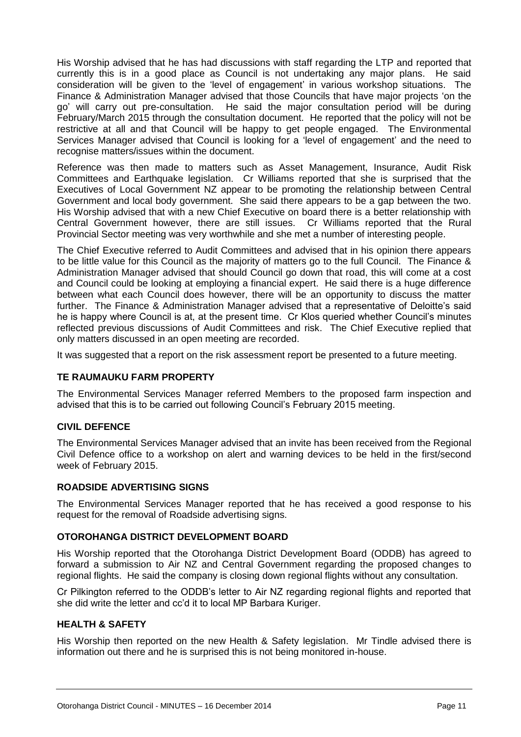His Worship advised that he has had discussions with staff regarding the LTP and reported that currently this is in a good place as Council is not undertaking any major plans. He said consideration will be given to the 'level of engagement' in various workshop situations. The Finance & Administration Manager advised that those Councils that have major projects 'on the go' will carry out pre-consultation. He said the major consultation period will be during February/March 2015 through the consultation document. He reported that the policy will not be restrictive at all and that Council will be happy to get people engaged. The Environmental Services Manager advised that Council is looking for a 'level of engagement' and the need to recognise matters/issues within the document.

Reference was then made to matters such as Asset Management, Insurance, Audit Risk Committees and Earthquake legislation. Cr Williams reported that she is surprised that the Executives of Local Government NZ appear to be promoting the relationship between Central Government and local body government. She said there appears to be a gap between the two. His Worship advised that with a new Chief Executive on board there is a better relationship with Central Government however, there are still issues. Cr Williams reported that the Rural Provincial Sector meeting was very worthwhile and she met a number of interesting people.

The Chief Executive referred to Audit Committees and advised that in his opinion there appears to be little value for this Council as the majority of matters go to the full Council. The Finance & Administration Manager advised that should Council go down that road, this will come at a cost and Council could be looking at employing a financial expert. He said there is a huge difference between what each Council does however, there will be an opportunity to discuss the matter further. The Finance & Administration Manager advised that a representative of Deloitte's said he is happy where Council is at, at the present time. Cr Klos queried whether Council's minutes reflected previous discussions of Audit Committees and risk. The Chief Executive replied that only matters discussed in an open meeting are recorded.

It was suggested that a report on the risk assessment report be presented to a future meeting.

### TE RAUMAUKU FARM PROPERTY

The Environmental Services Manager referred Members to the proposed farm inspection and advised that this is to be carried out following Council's February 2015 meeting.

### CIVIL DEFENCE

The Environmental Services Manager advised that an invite has been received from the Regional Civil Defence office to a workshop on alert and warning devices to be held in the first/second week of February 2015.

### ROADSIDE ADVERTISING SIGNS

The Environmental Services Manager reported that he has received a good response to his request for the removal of Roadside advertising signs.

### OTOROHANGA DISTRICT DEVELOPMENT BOARD

His Worship reported that the Otorohanga District Development Board (ODDB) has agreed to forward a submission to Air NZ and Central Government regarding the proposed changes to regional flights. He said the company is closing down regional flights without any consultation.

Cr Pilkington referred to the ODDB's letter to Air NZ regarding regional flights and reported that she did write the letter and cc'd it to local MP Barbara Kuriger.

### HEALTH & SAFETY

His Worship then reported on the new Health & Safety legislation. Mr Tindle advised there is information out there and he is surprised this is not being monitored in-house.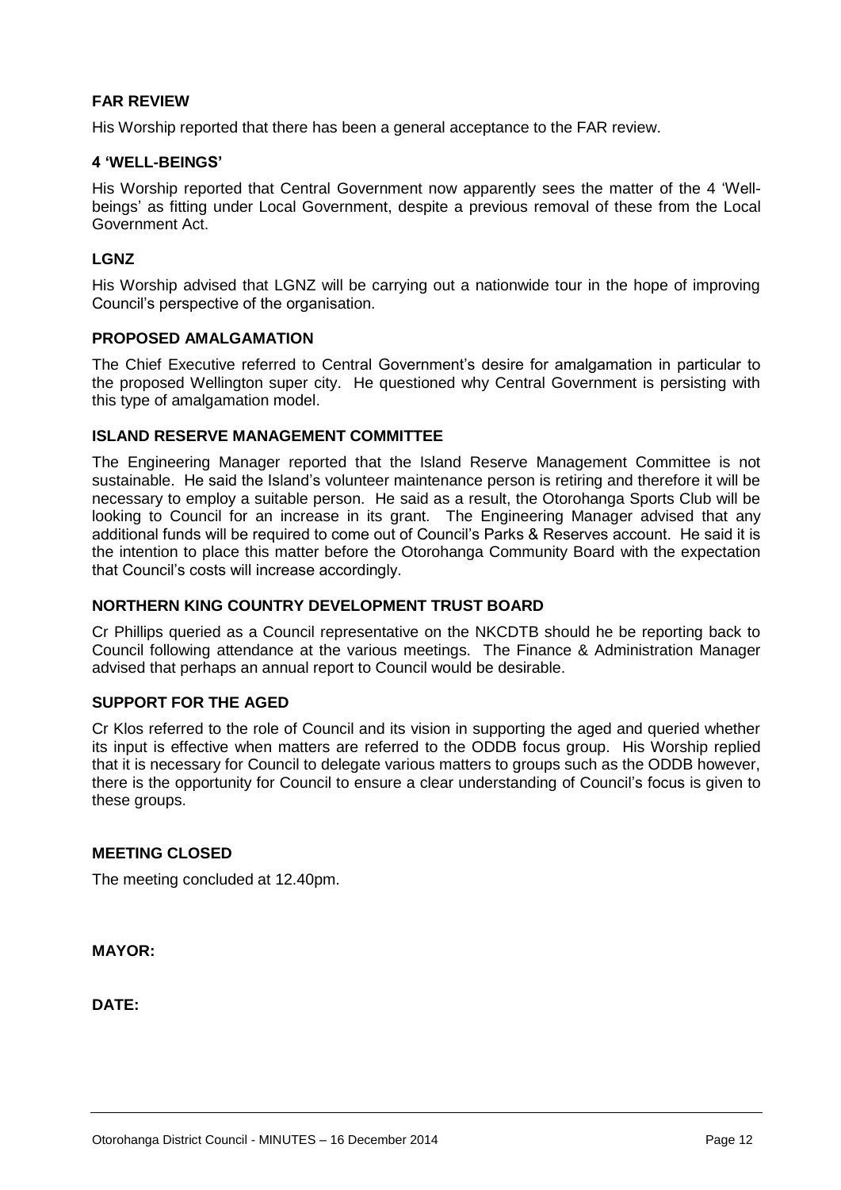### FAR REVIEW

His Worship reported that there has been a general acceptance to the FAR review.

### 4 'WELL-BEINGS'

His Worship reported that Central Government now apparently sees the matter of the 4 'Well-beings' as fitting under Local Government, despite a previous removal of these from the Local Government Act.

### LGNZ

His Worship advised that LGNZ will be carrying out a nationwide tour in the hope of improving Council's perspective of the organisation.

### PROPOSED AMALGAMATION

The Chief Executive referred to Central Government's desire for amalgamation in particular to the proposed Wellington super city. He questioned why Central Government is persisting with this type of amalgamation model.

### ISLAND RESERVE MANAGEMENT COMMITTEE

The Engineering Manager reported that the Island Reserve Management Committee is not sustainable. He said the Island's volunteer maintenance person is retiring and therefore it will be necessary to employ a suitable person. He said as a result, the Otorohanga Sports Club will be looking to Council for an increase in its grant. The Engineering Manager advised that any additional funds will be required to come out of Council's Parks & Reserves account. He said it is the intention to place this matter before the Otorohanga Community Board with the expectation that Council's costs will increase accordingly.

### NORTHERN KING COUNTRY DEVELOPMENT TRUST BOARD

Cr Phillips queried as a Council representative on the NKCDTB should he be reporting back to Council following attendance at the various meetings. The Finance & Administration Manager advised that perhaps an annual report to Council would be desirable.

### SUPPORT FOR THE AGED

Cr Klos referred to the role of Council and its vision in supporting the aged and queried whether its input is effective when matters are referred to the ODDB focus group. His Worship replied that it is necessary for Council to delegate various matters to groups such as the ODDB however, there is the opportunity for Council to ensure a clear understanding of Council's focus is given to these groups.

### MEETING CLOSED

The meeting concluded at 12.40pm.

**MAYOR:**

**DATE:**